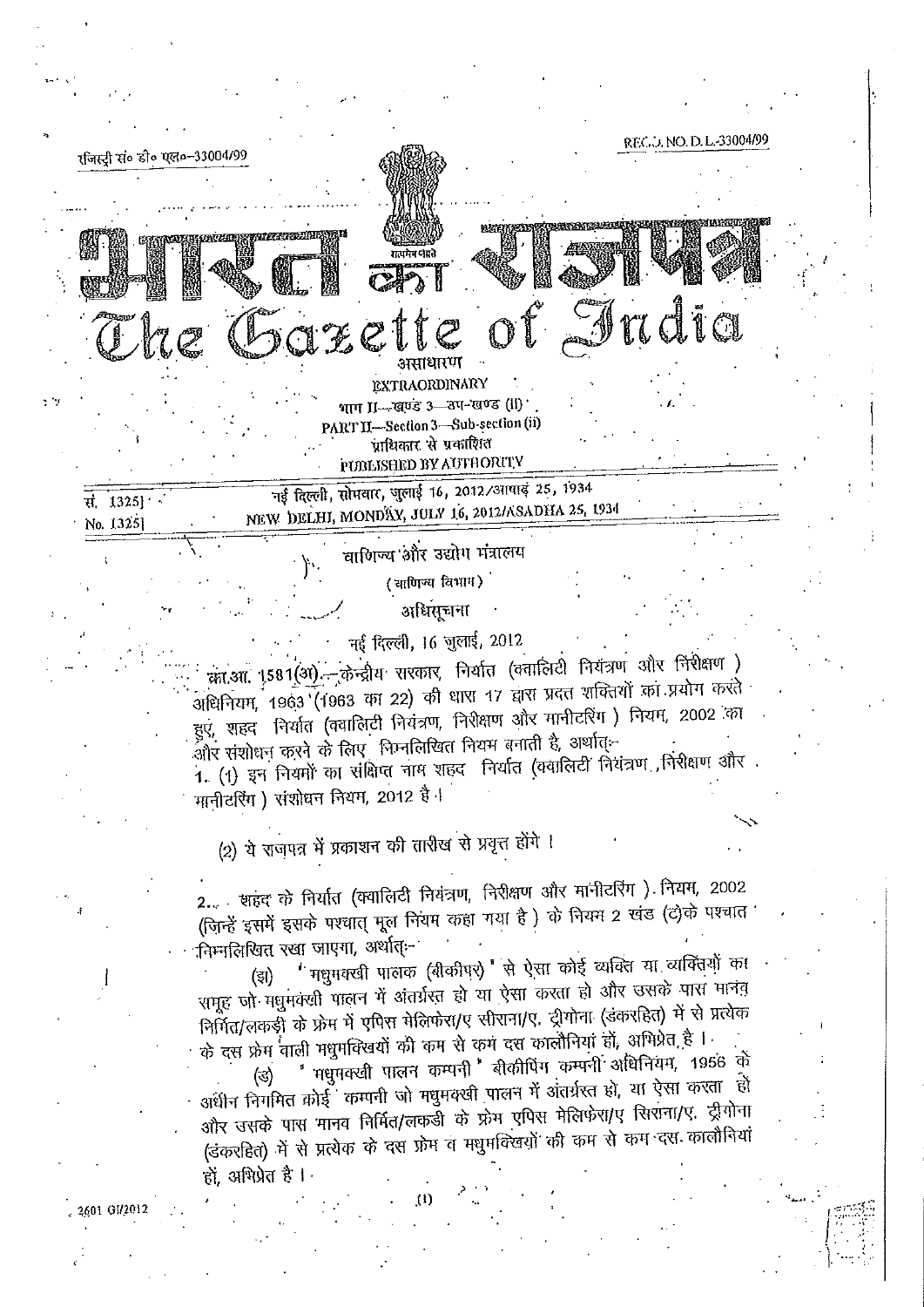रजिस्ट्री सं० डी० एल०-33004/99 REGD. NO. D. L.-33004/99

# भारत का राजपत्र
# The Gazette of India

असाधारण
EXTRAORDINARY
भाग II—खण्ड 3—उप-खण्ड (ii)
PART II—Section 3—Sub-section (ii)
प्राधिकार से प्रकाशित
PUBLISHED BY AUTHORITY

सं. 1325] नई दिल्ली, सोमवार, जुलाई 16, 2012/आषाढ़ 25, 1934
No. 1325] NEW DELHI, MONDAY, JULY 16, 2012/ASADHA 25, 1934

## वाणिज्य और उद्योग मंत्रालय

(वाणिज्य विभाग)

### अधिसूचना

नई दिल्ली, 16 जुलाई, 2012

का.आ. 1581(अ).—केन्द्रीय सरकार, निर्यात (क्वालिटी नियंत्रण और निरीक्षण ) अधिनियम, 1963 (1963 का 22) की धारा 17 द्वारा प्रदत्त शक्तियों का प्रयोग करते हुए, शहद निर्यात (क्वालिटी नियंत्रण, निरीक्षण और मानीटरिंग ) नियम, 2002 का और संशोधन करने के लिए निम्नलिखित नियम बनाती है, अर्थात्:-

1. (1) इन नियमों का संक्षिप्त नाम शहद निर्यात (क्वालिटी नियंत्रण, निरीक्षण और मानीटरिंग ) संशोधन नियम, 2012 है ।

(2) ये राजपत्र में प्रकाशन की तारीख से प्रवृत्त होंगे ।

2. शहद के निर्यात (क्वालिटी नियंत्रण, निरीक्षण और मानीटरिंग ) नियम, 2002 (जिन्हें इसमें इसके पश्चात् मूल नियम कहा गया है ) के नियम 2 खंड (ट)के पश्चात निम्नलिखित रखा जाएगा, अर्थात्:-

(झ) "मधुमक्खी पालक (बीकीपर)" से ऐसा कोई व्यक्ति या व्यक्तियों का समूह जो मधुमक्खी पालन में अंतर्ग्रस्त हो या ऐसा करता हो और उसके पास मानव निर्मित/लकड़ी के फ्रेम में एपिस मेलिफेरा/ए सीराना/ए. ट्रीगोना (डंकरहित) में से प्रत्येक के दस फ्रेम वाली मधुमक्खियों की कम से कम दस कालौनियां हों, अभिप्रेत है ।

(ड) "मधुमक्खी पालन कम्पनी" बीकीपिंग कम्पनी अधिनियम, 1956 के अधीन निगमित कोई कम्पनी जो मधुमक्खी पालन में अंतर्ग्रस्त हो, या ऐसा करता हो और उसके पास मानव निर्मित/लकड़ी के फ्रेम एपिस मेलिफेरा/ए सिराना/ए. ट्रीगोना (डंकरहित) में से प्रत्येक के दस फ्रेम व मधुमक्खियों की कम से कम दस कालौनियां हों, अभिप्रेत है ।

2601 GI/2012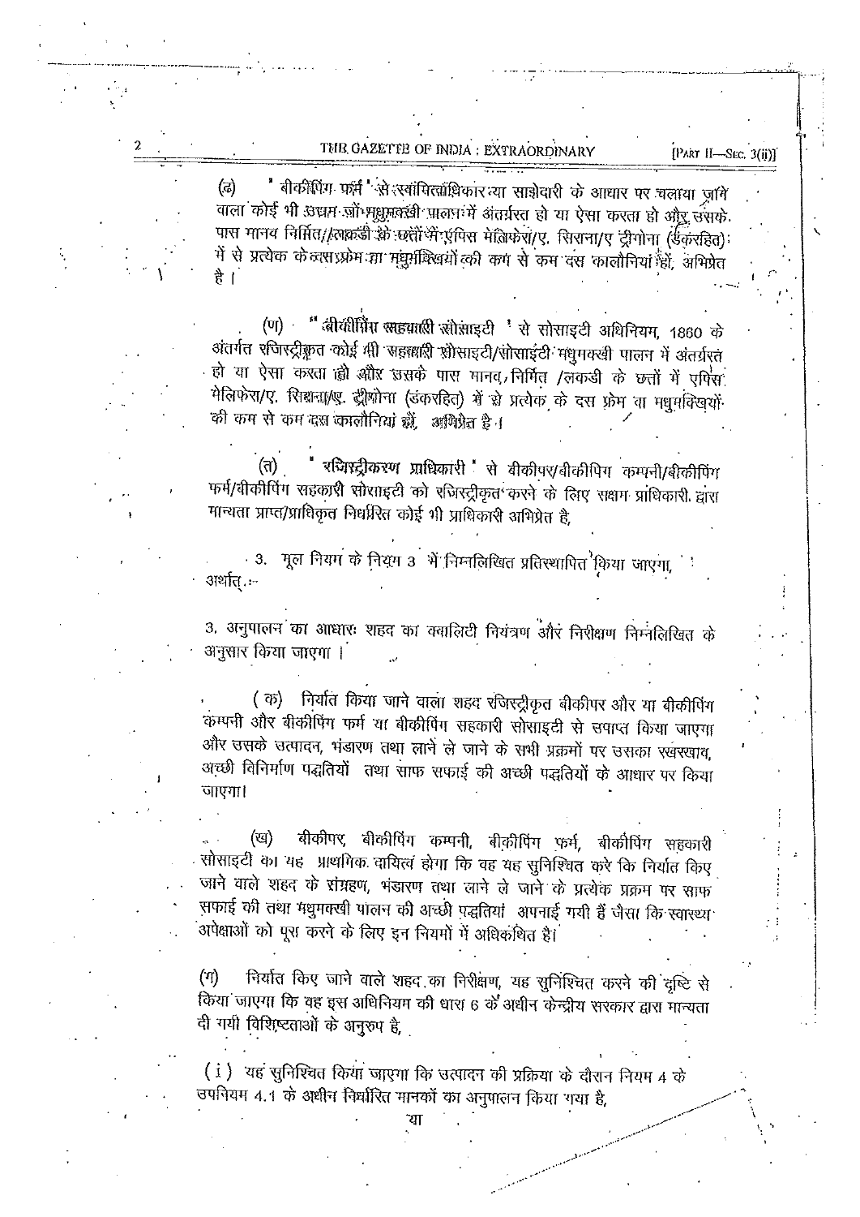(ढ) "बीकीपिंग फर्म" से स्वामित्वाधिकार या साझेदारी के आधार पर चलाया जाने वाला कोई भी उद्यम जो मधुमक्खी पालन में अंतर्ग्रस्त हो या ऐसा करता हो और उसके पास मानव निर्मित/लकड़ी के छत्तों में एपिस मेलिफेरा/ए. सिराना/ए ट्रीगोना (डंकरहित) में से प्रत्येक के दस फ्रेम या मधुमक्खियों की कम से कम दस कालौनियां हों, अभिप्रेत है।

(ण) "बीकीपिंग सहकारी सोसाइटी" से सोसाइटी अधिनियम, 1860 के अंतर्गत रजिस्ट्रीकृत कोई भी सहकारी सोसाइटी/सोसाईटी मधुमक्खी पालन में अंतर्ग्रस्त हो या ऐसा करता हो और उसके पास मानव, निर्मित /लकडी के छत्तों में एपिस मेलिफेरा/ए. सिराना/ए. ट्रीगोना (डंकरहित) में से प्रत्येक के दस फ्रेम या मधुमक्खियों की कम से कम दस कालौनियां हों, अभिप्रेत है।

(त) "रजिस्ट्रीकरण प्राधिकारी" से बीकीपर/बीकीपिंग कम्पनी/बीकीपिंग फर्म/बीकीपिंग सहकारी सोसाइटी को रजिस्ट्रीकृत करने के लिए सक्षम प्राधिकारी द्वारा मान्यता प्राप्त/प्राधिकृत निर्धारित कोई भी प्राधिकारी अभिप्रेत है,

3. मूल नियम के नियम 3 में निम्नलिखित प्रतिस्थापित किया जाएगा, अर्थात् :-

3. अनुपालन का आधारः शहद का क्वालिटी नियंत्रण और निरीक्षण निम्नलिखित के अनुसार किया जाएगा ।

(क) निर्यात किया जाने वाला शहद रजिस्ट्रीकृत बीकीपर और या बीकीपिंग कम्पनी और बीकीपिंग फर्म या बीकीपिंग सहकारी सोसाइटी से सपाप्त किया जाएगा और उसके उत्पादन, भंडारण तथा लाने ले जाने के सभी प्रक्रमों पर उसका रखरखाव, अच्छी विनिर्माण पद्धतियों तथा साफ सफाई की अच्छी पद्धतियों के आधार पर किया जाएगा।

(ख) बीकीपर, बीकीपिंग कम्पनी, बीकीपिंग फर्म, बीकीपिंग सहकारी सोसाइटी का यह प्राथमिक दायित्व होगा कि वह यह सुनिश्चित करे कि निर्यात किए जाने वाले शहद के संग्रहण, भंडारण तथा लाने ले जाने के प्रत्येक प्रक्रम पर साफ सफाई की तथा मधुमक्खी पालन की अच्छी पद्धतियां अपनाई गयी हैं जैसा कि स्वास्थ्य अपेक्षाओं को पूरा करने के लिए इन नियमों में अधिकथित है।

(ग) निर्यात किए जाने वाले शहद का निरीक्षण, यह सुनिश्चित करने की दृष्टि से किया जाएगा कि वह इस अधिनियम की धारा 6 के अधीन केन्द्रीय सरकार द्वारा मान्यता दी गयी विशिष्टताओं के अनुरुप है,

(i) यह सुनिश्चित किया जाएगा कि उत्पादन की प्रक्रिया के दौरान नियम 4 के उपनियम 4.1 के अधीन निर्धारित मानकों का अनुपालन किया गया है,

या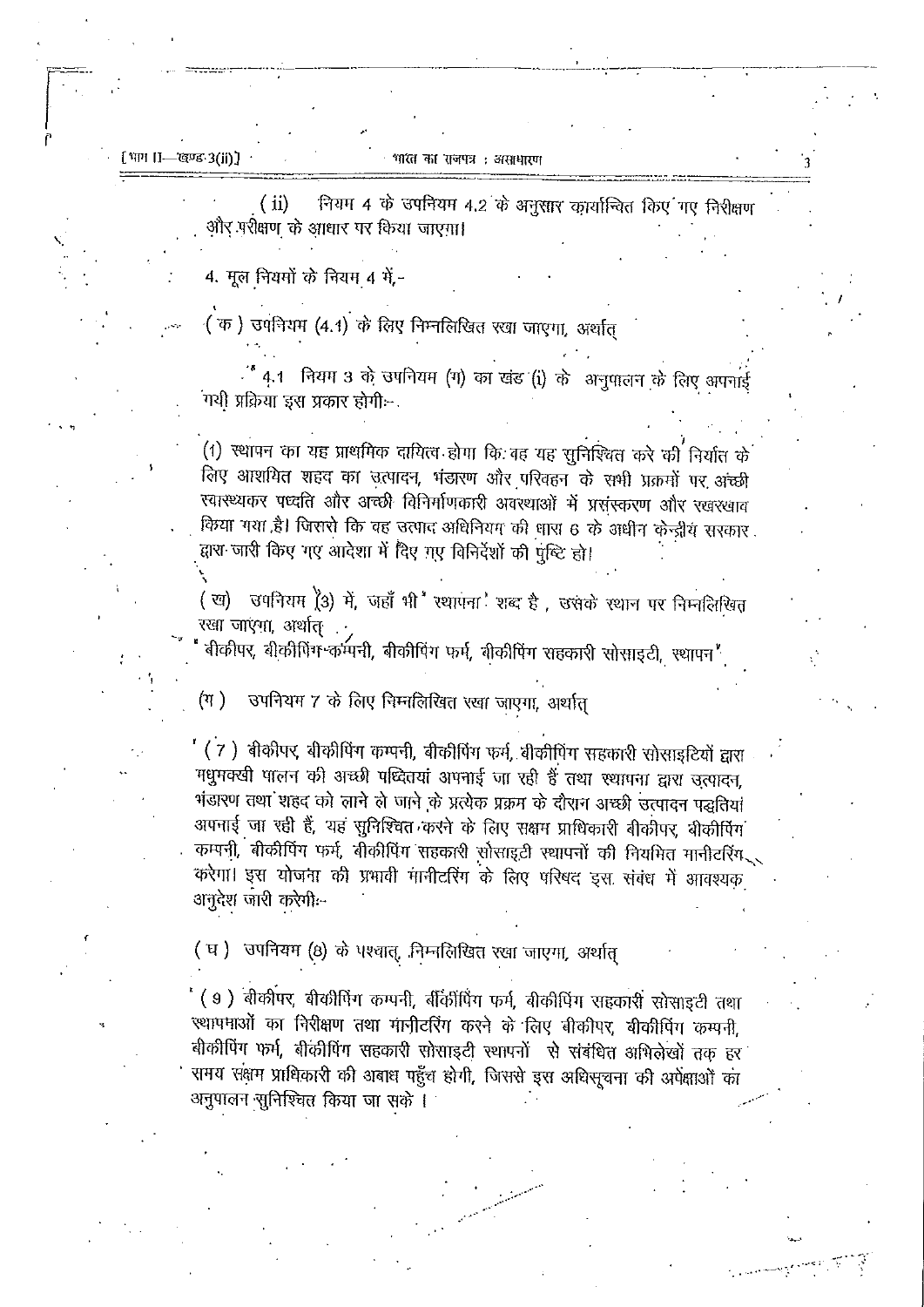(ii) नियम 4 के उपनियम 4.2 के अनुसार कार्यान्वित किए गए निरीक्षण और परीक्षण के आधार पर किया जाएगा।

4. मूल नियमों के नियम 4 में,-

(क) उपनियम (4.1) के लिए निम्नलिखित रखा जाएगा, अर्थात्

"4.1 नियम 3 के उपनियम (ग) का खंड (i) के अनुपालन के लिए अपनाई गयी प्रक्रिया इस प्रकार होगी:-

(1) स्थापन का यह प्राथमिक दायित्व होगा कि वह यह सुनिश्चित करे की निर्यात के लिए आशयित शहद का उत्पादन, भंडारण और परिवहन के सभी प्रक्रमों पर अच्छी स्वास्थ्यकर पध्दति और अच्छी विनिर्माणकारी अवस्थाओं में प्रसंस्करण और रखरखाव किया गया है। जिससे कि वह उत्पाद अधिनियम की धारा 6 के अधीन केन्द्रीय सरकार द्वारा जारी किए गए आदेश में दिए गए विनिर्देशों की पुष्टि हो।

(ख) उपनियम (3) में, जहाँ भी 'स्थापना' शब्द है, उसके स्थान पर निम्नलिखित रखा जाएगा, अर्थात्

"बीकीपर, बीकीपिंग कम्पनी, बीकीपिंग फर्म, बीकीपिंग सहकारी सोसाइटी, स्थापन".

(ग) उपनियम 7 के लिए निम्नलिखित रखा जाएगा, अर्थात्

"(7) बीकीपर, बीकीपिंग कम्पनी, बीकीपिंग फर्म, बीकीपिंग सहकारी सोसाइटियों द्वारा मधुमक्खी पालन की अच्छी पध्दितयां अपनाई जा रही हैं तथा स्थापना द्वारा उत्पादन, भंडारण तथा शहद को लाने ले जाने के प्रत्येक प्रक्रम के दौरान अच्छी उत्पादन पद्धतियां अपनाई जा रही हैं, यह सुनिश्चित करने के लिए सक्षम प्राधिकारी बीकीपर, बीकीपिंग कम्पनी, बीकीपिंग फर्म, बीकीपिंग सहकारी सोसाइटी स्थापनों की नियमित मानीटरिंग करेगा। इस योजना की प्रभावी मानीटरिंग के लिए परिषद इस संबंध में आवश्यक अनुदेश जारी करेगी:-

(घ) उपनियम (8) के पश्चात्, निम्नलिखित रखा जाएगा, अर्थात्

"(9) बीकीपर, बीकीपिंग कम्पनी, बीकीपिंग फर्म, बीकीपिंग सहकारी सोसाइटी तथा स्थापनाओं का निरीक्षण तथा मानीटरिंग करने के लिए बीकीपर, बीकीपिंग कम्पनी, बीकीपिंग फर्म, बीकीपिंग सहकारी सोसाइटी स्थापनों से संबंधित अभिलेखों तक हर समय सक्षम प्राधिकारी की अबाध पहुँच होगी, जिससे इस अधिसूचना की अपेक्षाओं का अनुपालन सुनिश्चित किया जा सके।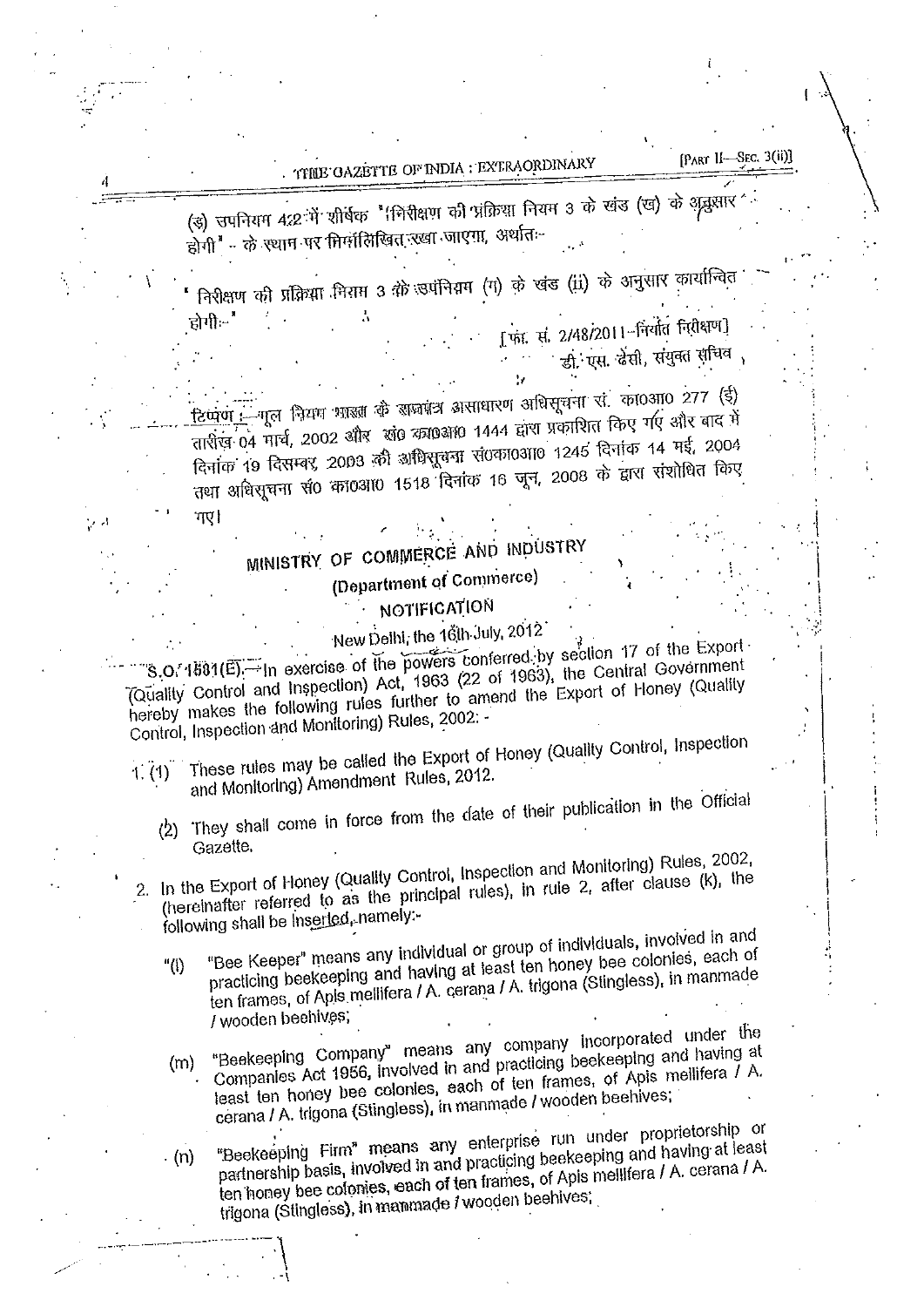(ङ) उपनियम 4.2 में शीर्षक "निरीक्षण की प्रक्रिया नियम 3 के खंड (ख) के अनुसार होगी" - के स्थान पर निम्नलिखित रखा जाएगा, अर्थात:-

"निरीक्षण की प्रक्रिया नियम 3 के उपनियम (ग) के खंड (ii) के अनुसार कार्यान्वित होगी-"

[फा. सं. 2/48/2011-निर्यात निरीक्षण]

डी. एस. ढेसी, संयुक्त सचिव

टिप्पण :- मूल नियम भारत के राजपत्र असाधारण अधिसूचना सं. का0आ0 277 (ई) तारीख 04 मार्च, 2002 और सं0 का0आ0 1444 द्वारा प्रकाशित किए गए और बाद में दिनांक 19 दिसम्बर, 2003 की अधिसूचना सं0का0आ0 1245 दिनांक 14 मई, 2004 तथा अधिसूचना सं0 का0आ0 1518 दिनांक 16 जून, 2008 के द्वारा संशोधित किए गए।

## MINISTRY OF COMMERCE AND INDUSTRY

### (Department of Commerce)

### NOTIFICATION

New Delhi, the 16th July, 2012

S.O. 1601(E).—In exercise of the powers conferred by section 17 of the Export (Quality Control and Inspection) Act, 1963 (22 of 1963), the Central Government hereby makes the following rules further to amend the Export of Honey (Quality Control, Inspection and Monitoring) Rules, 2002: -

1. (1) These rules may be called the Export of Honey (Quality Control, Inspection and Monitoring) Amendment Rules, 2012.

   (2) They shall come in force from the date of their publication in the Official Gazette.

2. In the Export of Honey (Quality Control, Inspection and Monitoring) Rules, 2002, (hereinafter referred to as the principal rules), in rule 2, after clause (k), the following shall be inserted, namely:-

   "(l) "Bee Keeper" means any individual or group of individuals, involved in and practicing beekeeping and having at least ten honey bee colonies, each of ten frames, of Apis mellifera / A. cerana / A. trigona (Stingless), in manmade / wooden beehives;

   (m) "Beekeeping Company" means any company incorporated under the Companies Act 1956, involved in and practicing beekeeping and having at least ten honey bee colonies, each of ten frames, of Apis mellifera / A. cerana / A. trigona (Stingless), in manmade / wooden beehives;

   (n) "Beekeeping Firm" means any enterprise run under proprietorship or partnership basis, involved in and practicing beekeeping and having at least ten honey bee colonies, each of ten frames, of Apis mellifera / A. cerana / A. trigona (Stingless), in manmade / wooden beehives;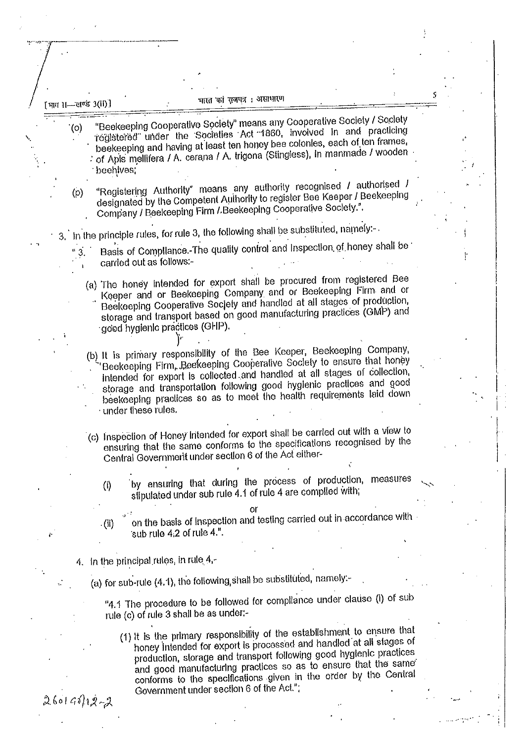(o) "Beekeeping Cooperative Society" means any Cooperative Society / Society registered under the Societies Act 1860, involved in and practicing beekeeping and having at least ten honey bee colonies, each of ten frames, of Apis mellifera / A. cerana / A. trigona (Stingless), in manmade / wooden beehives;

(p) "Registering Authority" means any authority recognised / authorised / designated by the Competent Authority to register Bee Keeper / Beekeeping Company / Beekeeping Firm / Beekeeping Cooperative Society.".

3. In the principle rules, for rule 3, the following shall be substituted, namely:-

"3. Basis of Compliance.-The quality control and inspection of honey shall be carried out as follows:-

(a) The honey intended for export shall be procured from registered Bee Keeper and or Beekeeping Company and or Beekeeping Firm and or Beekeeping Cooperative Society and handled at all stages of production, storage and transport based on good manufacturing practices (GMP) and good hygienic practices (GHP).

(b) It is primary responsibility of the Bee Keeper, Beekeeping Company, Beekeeping Firm, Beekeeping Cooperative Society to ensure that honey intended for export is collected and handled at all stages of collection, storage and transportation following good hygienic practices and good beekeeping practices so as to meet the health requirements laid down under these rules.

(c) Inspection of Honey intended for export shall be carried out with a view to ensuring that the same conforms to the specifications recognised by the Central Government under section 6 of the Act either-

(i) by ensuring that during the process of production, measures stipulated under sub rule 4.1 of rule 4 are complied with;

or

(ii) on the basis of inspection and testing carried out in accordance with sub rule 4.2 of rule 4.".

4. In the principal rules, in rule 4,-

(a) for sub-rule (4.1), the following shall be substituted, namely:-

"4.1 The procedure to be followed for compliance under clause (i) of sub rule (c) of rule 3 shall be as under:-

(1) It is the primary responsibility of the establishment to ensure that honey intended for export is processed and handled at all stages of production, storage and transport following good hygienic practices and good manufacturing practices so as to ensure that the same conforms to the specifications given in the order by the Central Government under section 6 of the Act.";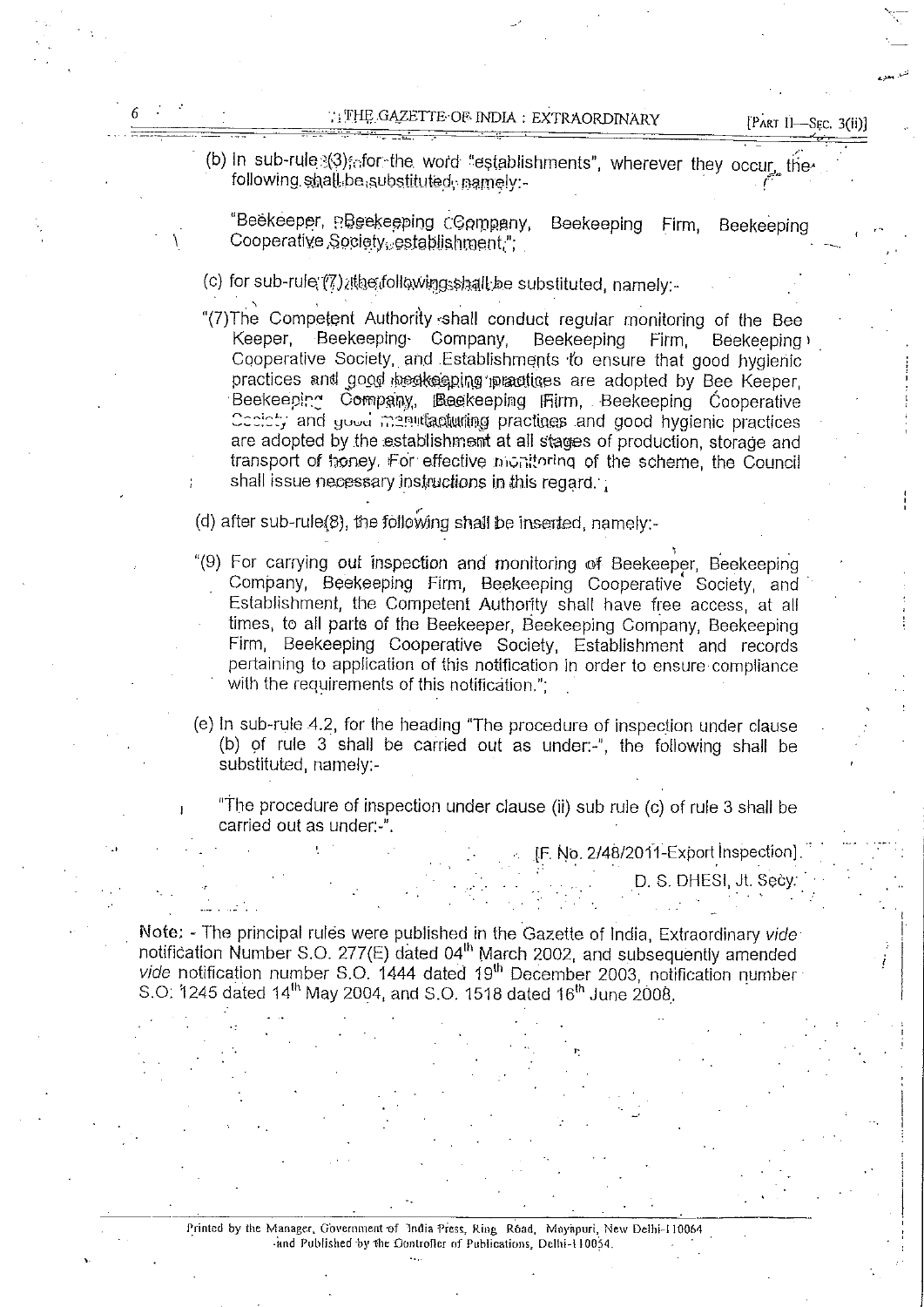(b) In sub-rule (3), for the word "establishments", wherever they occur, the following shall be substituted, namely:-

"Beekeeper, Beekeeping Company, Beekeeping Firm, Beekeeping Cooperative Society, establishment,";

(c) for sub-rule (7), the following shall be substituted, namely:-

"(7) The Competent Authority shall conduct regular monitoring of the Bee Keeper, Beekeeping Company, Beekeeping Firm, Beekeeping Cooperative Society, and Establishments to ensure that good hygienic practices and good beekeeping practices are adopted by Bee Keeper, Beekeeping Company, Beekeeping Firm, Beekeeping Cooperative Society and good manufacturing practices and good hygienic practices are adopted by the establishment at all stages of production, storage and transport of honey. For effective monitoring of the scheme, the Council shall issue necessary instructions in this regard.";

(d) after sub-rule (8), the following shall be inserted, namely:-

"(9) For carrying out inspection and monitoring of Beekeeper, Beekeeping Company, Beekeeping Firm, Beekeeping Cooperative Society, and Establishment, the Competent Authority shall have free access, at all times, to all parts of the Beekeeper, Beekeeping Company, Beekeeping Firm, Beekeeping Cooperative Society, Establishment and records pertaining to application of this notification in order to ensure compliance with the requirements of this notification.";

(e) In sub-rule 4.2, for the heading "The procedure of inspection under clause (b) of rule 3 shall be carried out as under:-", the following shall be substituted, namely:-

"The procedure of inspection under clause (ii) sub rule (c) of rule 3 shall be carried out as under:-".

[F. No. 2/48/2011-Export Inspection].

D. S. DHESI, Jt. Secy.

Note: - The principal rules were published in the Gazette of India, Extraordinary *vide* notification Number S.O. 277(E) dated 04th March 2002, and subsequently amended *vide* notification number S.O. 1444 dated 19th December 2003, notification number S.O. 1245 dated 14th May 2004, and S.O. 1518 dated 16th June 2008.

Printed by the Manager, Government of India Press, Ring Road, Mayapuri, New Delhi-110064 and Published by the Controller of Publications, Delhi-110054.